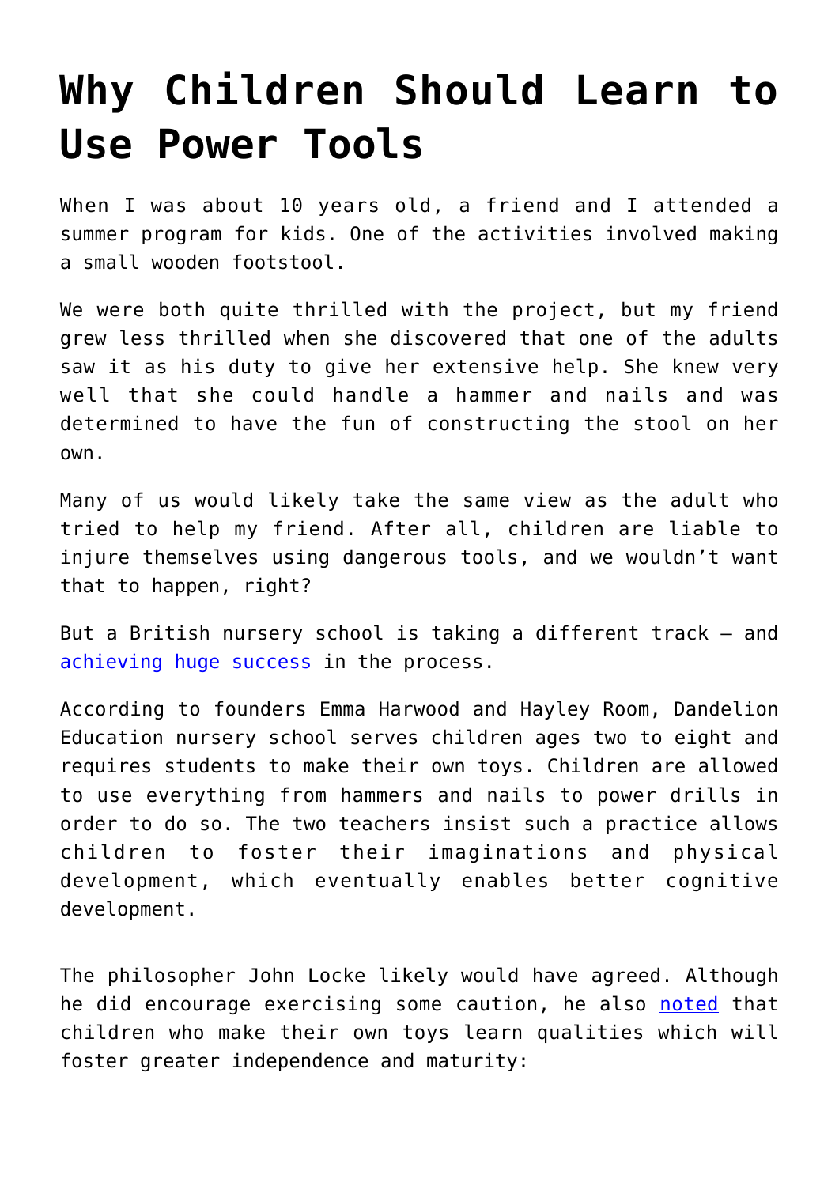# Why Children Should Learn to Use Power Tools

When I was about 10 years old, a friend and I attended a summer program for kids. One of the activities involved making a small wooden footstool.

We were both quite thrilled with the project, but my friend grew less thrilled when she discovered that one of the adults saw it as his duty to give her extensive help. She knew very well that she could handle a hammer and nails and was determined to have the fun of constructing the stool on her own.

Many of us would likely take the same view as the adult who tried to help my friend. After all, children are liable to injure themselves using dangerous tools, and we wouldn't want that to happen, right?

But a British nursery school is taking a different track – and [achieving huge success](#) in the process.

According to founders Emma Harwood and Hayley Room, Dandelion Education nursery school serves children ages two to eight and requires students to make their own toys. Children are allowed to use everything from hammers and nails to power drills in order to do so. The two teachers insist such a practice allows children to foster their imaginations and physical development, which eventually enables better cognitive development.

The philosopher John Locke likely would have agreed. Although he did encourage exercising some caution, he also [noted](#) that children who make their own toys learn qualities which will foster greater independence and maturity: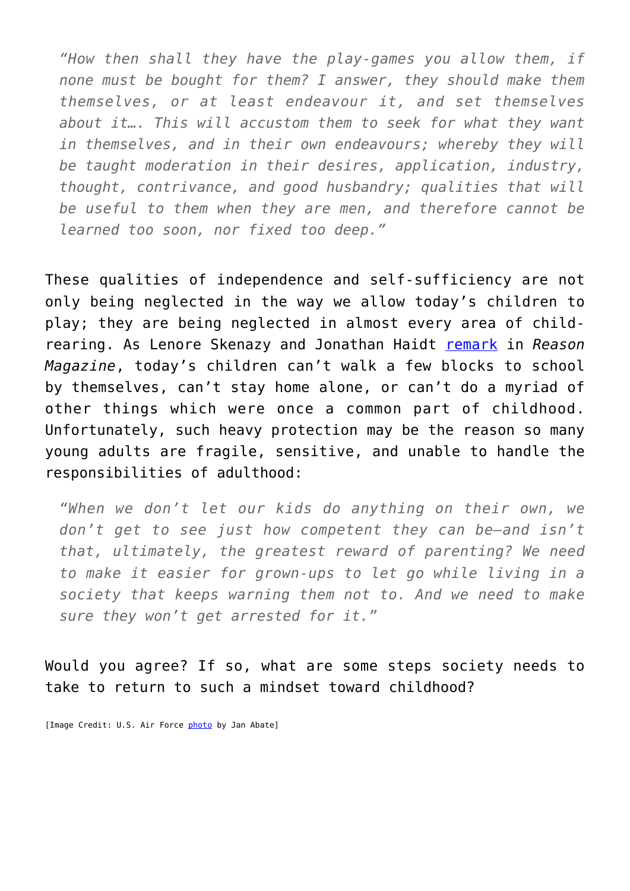> *"How then shall they have the play-games you allow them, if none must be bought for them? I answer, they should make them themselves, or at least endeavour it, and set themselves about it…. This will accustom them to seek for what they want in themselves, and in their own endeavours; whereby they will be taught moderation in their desires, application, industry, thought, contrivance, and good husbandry; qualities that will be useful to them when they are men, and therefore cannot be learned too soon, nor fixed too deep."*

These qualities of independence and self-sufficiency are not only being neglected in the way we allow today's children to play; they are being neglected in almost every area of child-rearing. As Lenore Skenazy and Jonathan Haidt remark in *Reason Magazine*, today's children can't walk a few blocks to school by themselves, can't stay home alone, or can't do a myriad of other things which were once a common part of childhood. Unfortunately, such heavy protection may be the reason so many young adults are fragile, sensitive, and unable to handle the responsibilities of adulthood:

> *"When we don't let our kids do anything on their own, we don't get to see just how competent they can be—and isn't that, ultimately, the greatest reward of parenting? We need to make it easier for grown-ups to let go while living in a society that keeps warning them not to. And we need to make sure they won't get arrested for it."*

Would you agree? If so, what are some steps society needs to take to return to such a mindset toward childhood?

[Image Credit: U.S. Air Force photo by Jan Abate]